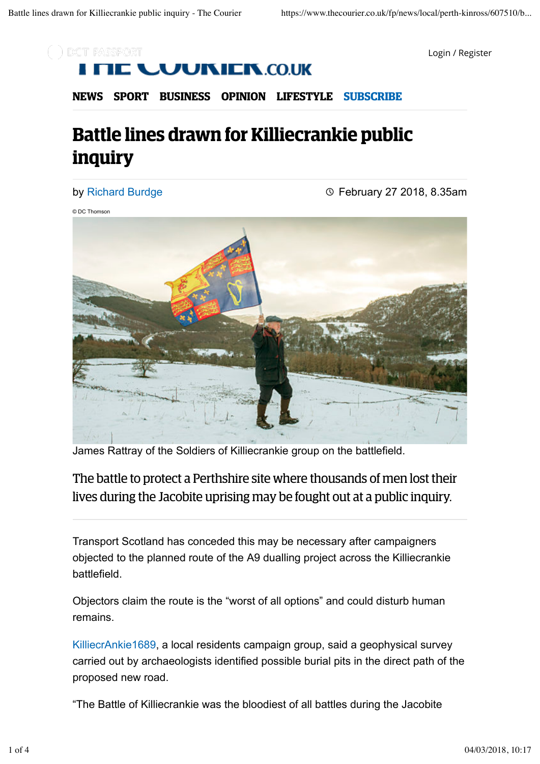# Battle lines drawn for Killiecrankie public inquiry

by Richard Burdge

February 27 2018, 8.35am

© DC Thomson

James Rattray of the Soldiers of Killiecrankie group on the battlefield.

The battle to protect a Perthshire site where thousands of men lost their lives during the Jacobite uprising may be fought out at a public inquiry.

Transport Scotland has conceded this may be necessary after campaigners objected to the planned route of the A9 dualling project across the Killiecrankie battlefield.

Objectors claim the route is the "worst of all options" and could disturb human remains.

KilliecrAnkie1689, a local residents campaign group, said a geophysical survey carried out by archaeologists identified possible burial pits in the direct path of the proposed new road.

"The Battle of Killiecrankie was the bloodiest of all battles during the Jacobite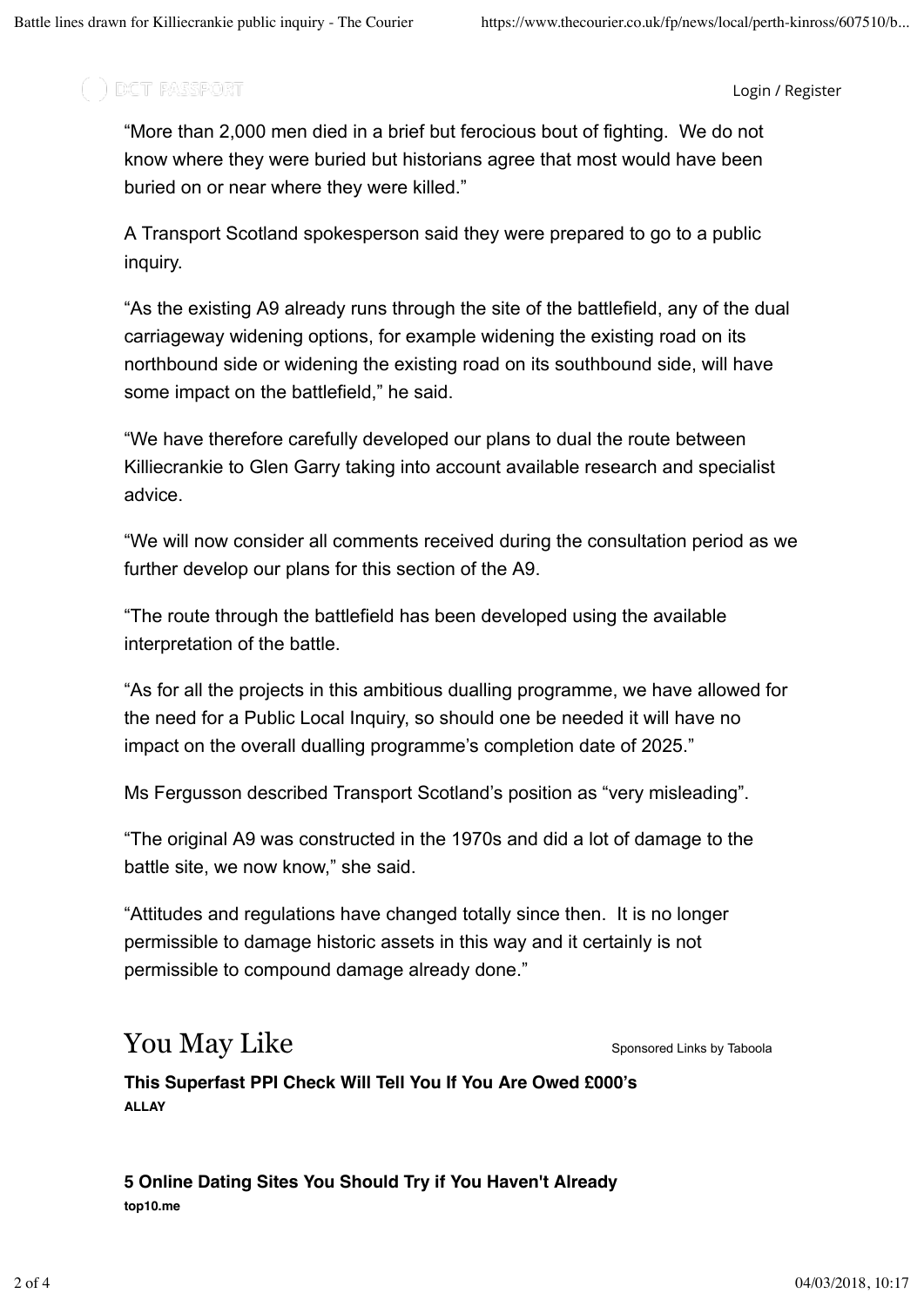"More than 2,000 men died in a brief but ferocious bout of fighting. We do not know where they were buried but historians agree that most would have been buried on or near where they were killed."

A Transport Scotland spokesperson said they were prepared to go to a public inquiry.

"As the existing A9 already runs through the site of the battlefield, any of the dual carriageway widening options, for example widening the existing road on its northbound side or widening the existing road on its southbound side, will have some impact on the battlefield," he said.

"We have therefore carefully developed our plans to dual the route between Killiecrankie to Glen Garry taking into account available research and specialist advice.

"We will now consider all comments received during the consultation period as we further develop our plans for this section of the A9.

"The route through the battlefield has been developed using the available interpretation of the battle.

"As for all the projects in this ambitious dualling programme, we have allowed for the need for a Public Local Inquiry, so should one be needed it will have no impact on the overall dualling programme's completion date of 2025."

Ms Fergusson described Transport Scotland's position as "very misleading".

"The original A9 was constructed in the 1970s and did a lot of damage to the battle site, we now know," she said.

"Attitudes and regulations have changed totally since then. It is no longer permissible to damage historic assets in this way and it certainly is not permissible to compound damage already done."